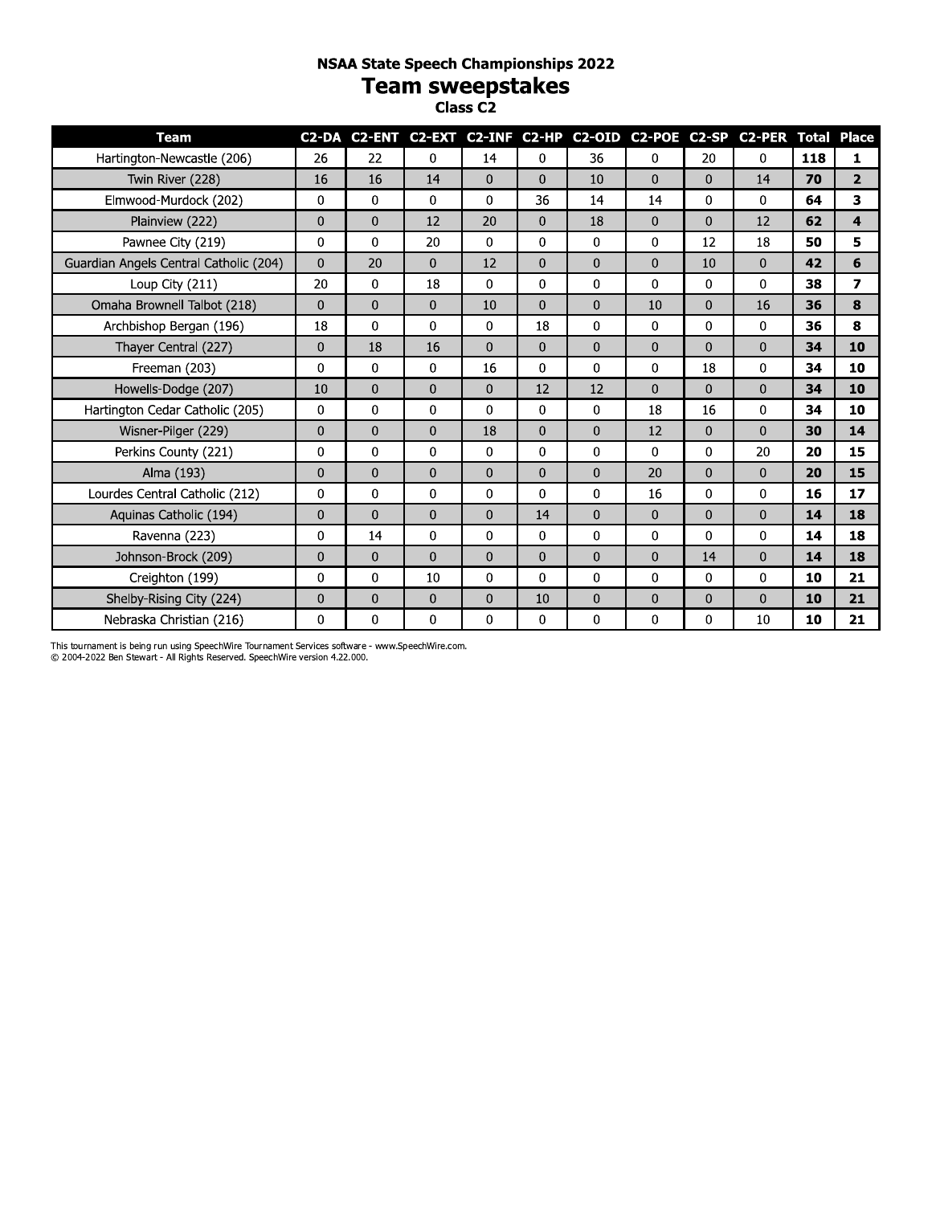# NSAA State Speech Championships 2022

## Team sweepstakes

### Class C2

| Team | C2-DA | C2-ENT | C2-EXT | C2-INF | C2-HP | C2-OID | C2-POE | C2-SP | C2-PER | Total | Place |
|---|---|---|---|---|---|---|---|---|---|---|---|
| Hartington-Newcastle (206) | 26 | 22 | 0 | 14 | 0 | 36 | 0 | 20 | 0 | **118** | **1** |
| Twin River (228) | 16 | 16 | 14 | 0 | 0 | 10 | 0 | 0 | 14 | **70** | **2** |
| Elmwood-Murdock (202) | 0 | 0 | 0 | 0 | 36 | 14 | 14 | 0 | 0 | **64** | **3** |
| Plainview (222) | 0 | 0 | 12 | 20 | 0 | 18 | 0 | 0 | 12 | **62** | **4** |
| Pawnee City (219) | 0 | 0 | 20 | 0 | 0 | 0 | 0 | 12 | 18 | **50** | **5** |
| Guardian Angels Central Catholic (204) | 0 | 20 | 0 | 12 | 0 | 0 | 0 | 10 | 0 | **42** | **6** |
| Loup City (211) | 20 | 0 | 18 | 0 | 0 | 0 | 0 | 0 | 0 | **38** | **7** |
| Omaha Brownell Talbot (218) | 0 | 0 | 0 | 10 | 0 | 0 | 10 | 0 | 16 | **36** | **8** |
| Archbishop Bergan (196) | 18 | 0 | 0 | 0 | 18 | 0 | 0 | 0 | 0 | **36** | **8** |
| Thayer Central (227) | 0 | 18 | 16 | 0 | 0 | 0 | 0 | 0 | 0 | **34** | **10** |
| Freeman (203) | 0 | 0 | 0 | 16 | 0 | 0 | 0 | 18 | 0 | **34** | **10** |
| Howells-Dodge (207) | 10 | 0 | 0 | 0 | 12 | 12 | 0 | 0 | 0 | **34** | **10** |
| Hartington Cedar Catholic (205) | 0 | 0 | 0 | 0 | 0 | 0 | 18 | 16 | 0 | **34** | **10** |
| Wisner-Pilger (229) | 0 | 0 | 0 | 18 | 0 | 0 | 12 | 0 | 0 | **30** | **14** |
| Perkins County (221) | 0 | 0 | 0 | 0 | 0 | 0 | 0 | 0 | 20 | **20** | **15** |
| Alma (193) | 0 | 0 | 0 | 0 | 0 | 0 | 20 | 0 | 0 | **20** | **15** |
| Lourdes Central Catholic (212) | 0 | 0 | 0 | 0 | 0 | 0 | 16 | 0 | 0 | **16** | **17** |
| Aquinas Catholic (194) | 0 | 0 | 0 | 0 | 14 | 0 | 0 | 0 | 0 | **14** | **18** |
| Ravenna (223) | 0 | 14 | 0 | 0 | 0 | 0 | 0 | 0 | 0 | **14** | **18** |
| Johnson-Brock (209) | 0 | 0 | 0 | 0 | 0 | 0 | 0 | 14 | 0 | **14** | **18** |
| Creighton (199) | 0 | 0 | 10 | 0 | 0 | 0 | 0 | 0 | 0 | **10** | **21** |
| Shelby-Rising City (224) | 0 | 0 | 0 | 0 | 10 | 0 | 0 | 0 | 0 | **10** | **21** |
| Nebraska Christian (216) | 0 | 0 | 0 | 0 | 0 | 0 | 0 | 0 | 10 | **10** | **21** |

This tournament is being run using SpeechWire Tournament Services software - www.SpeechWire.com.
© 2004-2022 Ben Stewart - All Rights Reserved. SpeechWire version 4.22.000.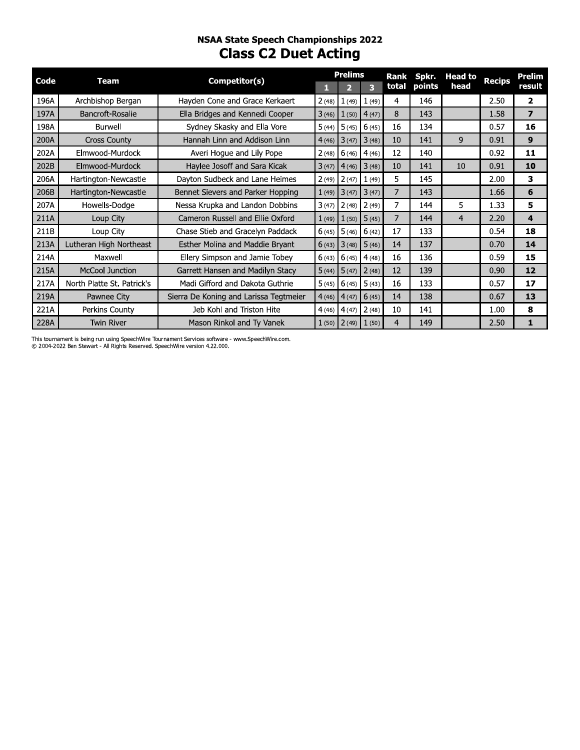### NSAA State Speech Championships 2022

## Class C2 Duet Acting

| Code | Team | Competitor(s) | Prelims 1 | Prelims 2 | Prelims 3 | Rank total | Spkr. points | Head to head | Recips | Prelim result |
|---|---|---|---|---|---|---|---|---|---|---|
| 196A | Archbishop Bergan | Hayden Cone and Grace Kerkaert | 2 (48) | 1 (49) | 1 (49) | 4 | 146 | | 2.50 | **2** |
| 197A | Bancroft-Rosalie | Ella Bridges and Kennedi Cooper | 3 (46) | 1 (50) | 4 (47) | 8 | 143 | | 1.58 | **7** |
| 198A | Burwell | Sydney Skasky and Ella Vore | 5 (44) | 5 (45) | 6 (45) | 16 | 134 | | 0.57 | **16** |
| 200A | Cross County | Hannah Linn and Addison Linn | 4 (46) | 3 (47) | 3 (48) | 10 | 141 | 9 | 0.91 | **9** |
| 202A | Elmwood-Murdock | Averi Hogue and Lily Pope | 2 (48) | 6 (46) | 4 (46) | 12 | 140 | | 0.92 | **11** |
| 202B | Elmwood-Murdock | Haylee Josoff and Sara Kicak | 3 (47) | 4 (46) | 3 (48) | 10 | 141 | 10 | 0.91 | **10** |
| 206A | Hartington-Newcastle | Dayton Sudbeck and Lane Heimes | 2 (49) | 2 (47) | 1 (49) | 5 | 145 | | 2.00 | **3** |
| 206B | Hartington-Newcastle | Bennet Sievers and Parker Hopping | 1 (49) | 3 (47) | 3 (47) | 7 | 143 | | 1.66 | **6** |
| 207A | Howells-Dodge | Nessa Krupka and Landon Dobbins | 3 (47) | 2 (48) | 2 (49) | 7 | 144 | 5 | 1.33 | **5** |
| 211A | Loup City | Cameron Russell and Ellie Oxford | 1 (49) | 1 (50) | 5 (45) | 7 | 144 | 4 | 2.20 | **4** |
| 211B | Loup City | Chase Stieb and Gracelyn Paddack | 6 (45) | 5 (46) | 6 (42) | 17 | 133 | | 0.54 | **18** |
| 213A | Lutheran High Northeast | Esther Molina and Maddie Bryant | 6 (43) | 3 (48) | 5 (46) | 14 | 137 | | 0.70 | **14** |
| 214A | Maxwell | Ellery Simpson and Jamie Tobey | 6 (43) | 6 (45) | 4 (48) | 16 | 136 | | 0.59 | **15** |
| 215A | McCool Junction | Garrett Hansen and Madilyn Stacy | 5 (44) | 5 (47) | 2 (48) | 12 | 139 | | 0.90 | **12** |
| 217A | North Platte St. Patrick's | Madi Gifford and Dakota Guthrie | 5 (45) | 6 (45) | 5 (43) | 16 | 133 | | 0.57 | **17** |
| 219A | Pawnee City | Sierra De Koning and Larissa Tegtmeier | 4 (46) | 4 (47) | 6 (45) | 14 | 138 | | 0.67 | **13** |
| 221A | Perkins County | Jeb Kohl and Triston Hite | 4 (46) | 4 (47) | 2 (48) | 10 | 141 | | 1.00 | **8** |
| 228A | Twin River | Mason Rinkol and Ty Vanek | 1 (50) | 2 (49) | 1 (50) | 4 | 149 | | 2.50 | **1** |

This tournament is being run using SpeechWire Tournament Services software - www.SpeechWire.com.
© 2004-2022 Ben Stewart - All Rights Reserved. SpeechWire version 4.22.000.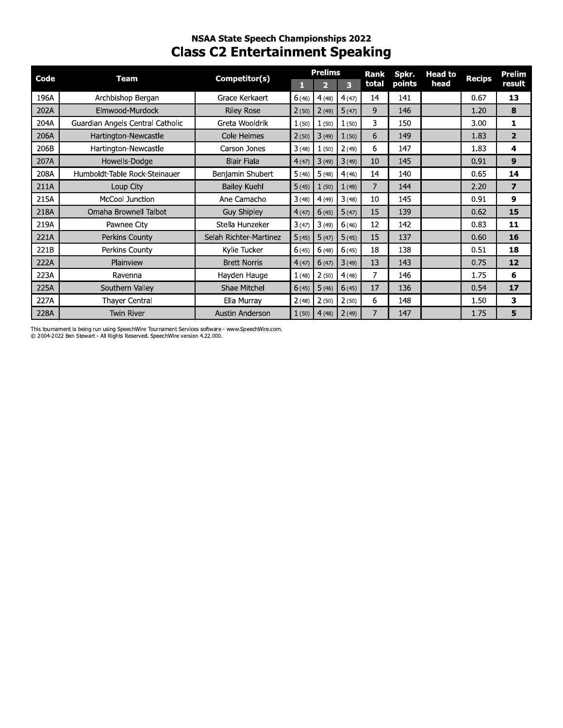### NSAA State Speech Championships 2022

## Class C2 Entertainment Speaking

| Code | Team | Competitor(s) | Prelims 1 | Prelims 2 | Prelims 3 | Rank total | Spkr. points | Head to head | Recips | Prelim result |
|---|---|---|---|---|---|---|---|---|---|---|
| 196A | Archbishop Bergan | Grace Kerkaert | 6 (46) | 4 (48) | 4 (47) | 14 | 141 | | 0.67 | **13** |
| 202A | Elmwood-Murdock | Riley Rose | 2 (50) | 2 (49) | 5 (47) | 9 | 146 | | 1.20 | **8** |
| 204A | Guardian Angels Central Catholic | Greta Wooldrik | 1 (50) | 1 (50) | 1 (50) | 3 | 150 | | 3.00 | **1** |
| 206A | Hartington-Newcastle | Cole Heimes | 2 (50) | 3 (49) | 1 (50) | 6 | 149 | | 1.83 | **2** |
| 206B | Hartington-Newcastle | Carson Jones | 3 (48) | 1 (50) | 2 (49) | 6 | 147 | | 1.83 | **4** |
| 207A | Howells-Dodge | Blair Fiala | 4 (47) | 3 (49) | 3 (49) | 10 | 145 | | 0.91 | **9** |
| 208A | Humboldt-Table Rock-Steinauer | Benjamin Shubert | 5 (46) | 5 (48) | 4 (46) | 14 | 140 | | 0.65 | **14** |
| 211A | Loup City | Bailey Kuehl | 5 (45) | 1 (50) | 1 (49) | 7 | 144 | | 2.20 | **7** |
| 215A | McCool Junction | Ane Camacho | 3 (48) | 4 (49) | 3 (48) | 10 | 145 | | 0.91 | **9** |
| 218A | Omaha Brownell Talbot | Guy Shipley | 4 (47) | 6 (45) | 5 (47) | 15 | 139 | | 0.62 | **15** |
| 219A | Pawnee City | Stella Hunzeker | 3 (47) | 3 (49) | 6 (46) | 12 | 142 | | 0.83 | **11** |
| 221A | Perkins County | Selah Richter-Martinez | 5 (45) | 5 (47) | 5 (45) | 15 | 137 | | 0.60 | **16** |
| 221B | Perkins County | Kylie Tucker | 6 (45) | 6 (48) | 6 (45) | 18 | 138 | | 0.51 | **18** |
| 222A | Plainview | Brett Norris | 4 (47) | 6 (47) | 3 (49) | 13 | 143 | | 0.75 | **12** |
| 223A | Ravenna | Hayden Hauge | 1 (48) | 2 (50) | 4 (48) | 7 | 146 | | 1.75 | **6** |
| 225A | Southern Valley | Shae Mitchel | 6 (45) | 5 (46) | 6 (45) | 17 | 136 | | 0.54 | **17** |
| 227A | Thayer Central | Ella Murray | 2 (48) | 2 (50) | 2 (50) | 6 | 148 | | 1.50 | **3** |
| 228A | Twin River | Austin Anderson | 1 (50) | 4 (48) | 2 (49) | 7 | 147 | | 1.75 | **5** |

This tournament is being run using SpeechWire Tournament Services software - www.SpeechWire.com.
© 2004-2022 Ben Stewart - All Rights Reserved. SpeechWire version 4.22.000.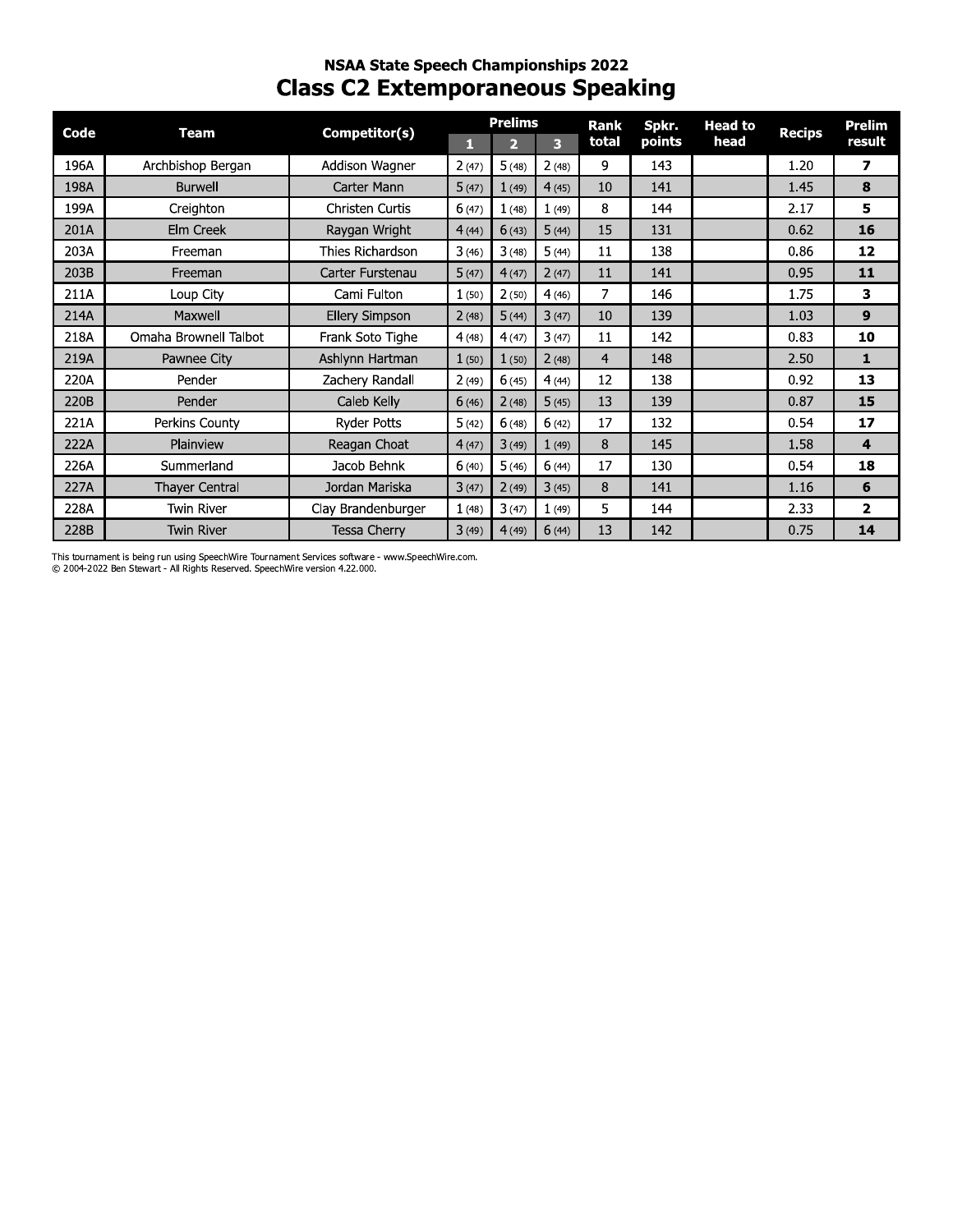### NSAA State Speech Championships 2022

## Class C2 Extemporaneous Speaking

| Code | Team | Competitor(s) | Prelims | | | Rank total | Spkr. points | Head to head | Recips | Prelim result |
|---|---|---|---|---|---|---|---|---|---|---|
| | | | 1 | 2 | 3 | | | | | |
| 196A | Archbishop Bergan | Addison Wagner | 2 (47) | 5 (48) | 2 (48) | 9 | 143 | | 1.20 | **7** |
| 198A | Burwell | Carter Mann | 5 (47) | 1 (49) | 4 (45) | 10 | 141 | | 1.45 | **8** |
| 199A | Creighton | Christen Curtis | 6 (47) | 1 (48) | 1 (49) | 8 | 144 | | 2.17 | **5** |
| 201A | Elm Creek | Raygan Wright | 4 (44) | 6 (43) | 5 (44) | 15 | 131 | | 0.62 | **16** |
| 203A | Freeman | Thies Richardson | 3 (46) | 3 (48) | 5 (44) | 11 | 138 | | 0.86 | **12** |
| 203B | Freeman | Carter Furstenau | 5 (47) | 4 (47) | 2 (47) | 11 | 141 | | 0.95 | **11** |
| 211A | Loup City | Cami Fulton | 1 (50) | 2 (50) | 4 (46) | 7 | 146 | | 1.75 | **3** |
| 214A | Maxwell | Ellery Simpson | 2 (48) | 5 (44) | 3 (47) | 10 | 139 | | 1.03 | **9** |
| 218A | Omaha Brownell Talbot | Frank Soto Tighe | 4 (48) | 4 (47) | 3 (47) | 11 | 142 | | 0.83 | **10** |
| 219A | Pawnee City | Ashlynn Hartman | 1 (50) | 1 (50) | 2 (48) | 4 | 148 | | 2.50 | **1** |
| 220A | Pender | Zachery Randall | 2 (49) | 6 (45) | 4 (44) | 12 | 138 | | 0.92 | **13** |
| 220B | Pender | Caleb Kelly | 6 (46) | 2 (48) | 5 (45) | 13 | 139 | | 0.87 | **15** |
| 221A | Perkins County | Ryder Potts | 5 (42) | 6 (48) | 6 (42) | 17 | 132 | | 0.54 | **17** |
| 222A | Plainview | Reagan Choat | 4 (47) | 3 (49) | 1 (49) | 8 | 145 | | 1.58 | **4** |
| 226A | Summerland | Jacob Behnk | 6 (40) | 5 (46) | 6 (44) | 17 | 130 | | 0.54 | **18** |
| 227A | Thayer Central | Jordan Mariska | 3 (47) | 2 (49) | 3 (45) | 8 | 141 | | 1.16 | **6** |
| 228A | Twin River | Clay Brandenburger | 1 (48) | 3 (47) | 1 (49) | 5 | 144 | | 2.33 | **2** |
| 228B | Twin River | Tessa Cherry | 3 (49) | 4 (49) | 6 (44) | 13 | 142 | | 0.75 | **14** |

This tournament is being run using SpeechWire Tournament Services software - www.SpeechWire.com.
© 2004-2022 Ben Stewart - All Rights Reserved. SpeechWire version 4.22.000.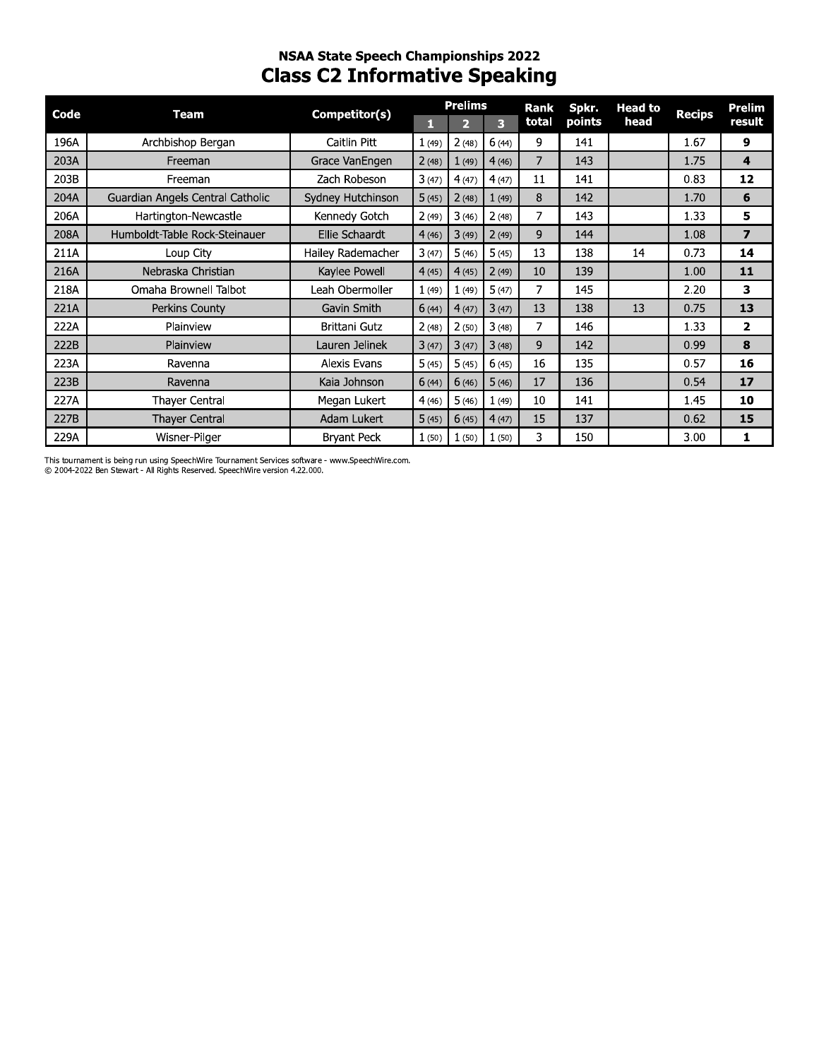## NSAA State Speech Championships 2022

# Class C2 Informative Speaking

| Code | Team | Competitor(s) | Prelims 1 | Prelims 2 | Prelims 3 | Rank total | Spkr. points | Head to head | Recips | Prelim result |
|---|---|---|---|---|---|---|---|---|---|---|
| 196A | Archbishop Bergan | Caitlin Pitt | 1 (49) | 2 (48) | 6 (44) | 9 | 141 | | 1.67 | **9** |
| 203A | Freeman | Grace VanEngen | 2 (48) | 1 (49) | 4 (46) | 7 | 143 | | 1.75 | **4** |
| 203B | Freeman | Zach Robeson | 3 (47) | 4 (47) | 4 (47) | 11 | 141 | | 0.83 | **12** |
| 204A | Guardian Angels Central Catholic | Sydney Hutchinson | 5 (45) | 2 (48) | 1 (49) | 8 | 142 | | 1.70 | **6** |
| 206A | Hartington-Newcastle | Kennedy Gotch | 2 (49) | 3 (46) | 2 (48) | 7 | 143 | | 1.33 | **5** |
| 208A | Humboldt-Table Rock-Steinauer | Ellie Schaardt | 4 (46) | 3 (49) | 2 (49) | 9 | 144 | | 1.08 | **7** |
| 211A | Loup City | Hailey Rademacher | 3 (47) | 5 (46) | 5 (45) | 13 | 138 | 14 | 0.73 | **14** |
| 216A | Nebraska Christian | Kaylee Powell | 4 (45) | 4 (45) | 2 (49) | 10 | 139 | | 1.00 | **11** |
| 218A | Omaha Brownell Talbot | Leah Obermoller | 1 (49) | 1 (49) | 5 (47) | 7 | 145 | | 2.20 | **3** |
| 221A | Perkins County | Gavin Smith | 6 (44) | 4 (47) | 3 (47) | 13 | 138 | 13 | 0.75 | **13** |
| 222A | Plainview | Brittani Gutz | 2 (48) | 2 (50) | 3 (48) | 7 | 146 | | 1.33 | **2** |
| 222B | Plainview | Lauren Jelinek | 3 (47) | 3 (47) | 3 (48) | 9 | 142 | | 0.99 | **8** |
| 223A | Ravenna | Alexis Evans | 5 (45) | 5 (45) | 6 (45) | 16 | 135 | | 0.57 | **16** |
| 223B | Ravenna | Kaia Johnson | 6 (44) | 6 (46) | 5 (46) | 17 | 136 | | 0.54 | **17** |
| 227A | Thayer Central | Megan Lukert | 4 (46) | 5 (46) | 1 (49) | 10 | 141 | | 1.45 | **10** |
| 227B | Thayer Central | Adam Lukert | 5 (45) | 6 (45) | 4 (47) | 15 | 137 | | 0.62 | **15** |
| 229A | Wisner-Pilger | Bryant Peck | 1 (50) | 1 (50) | 1 (50) | 3 | 150 | | 3.00 | **1** |

This tournament is being run using SpeechWire Tournament Services software - www.SpeechWire.com.
© 2004-2022 Ben Stewart - All Rights Reserved. SpeechWire version 4.22.000.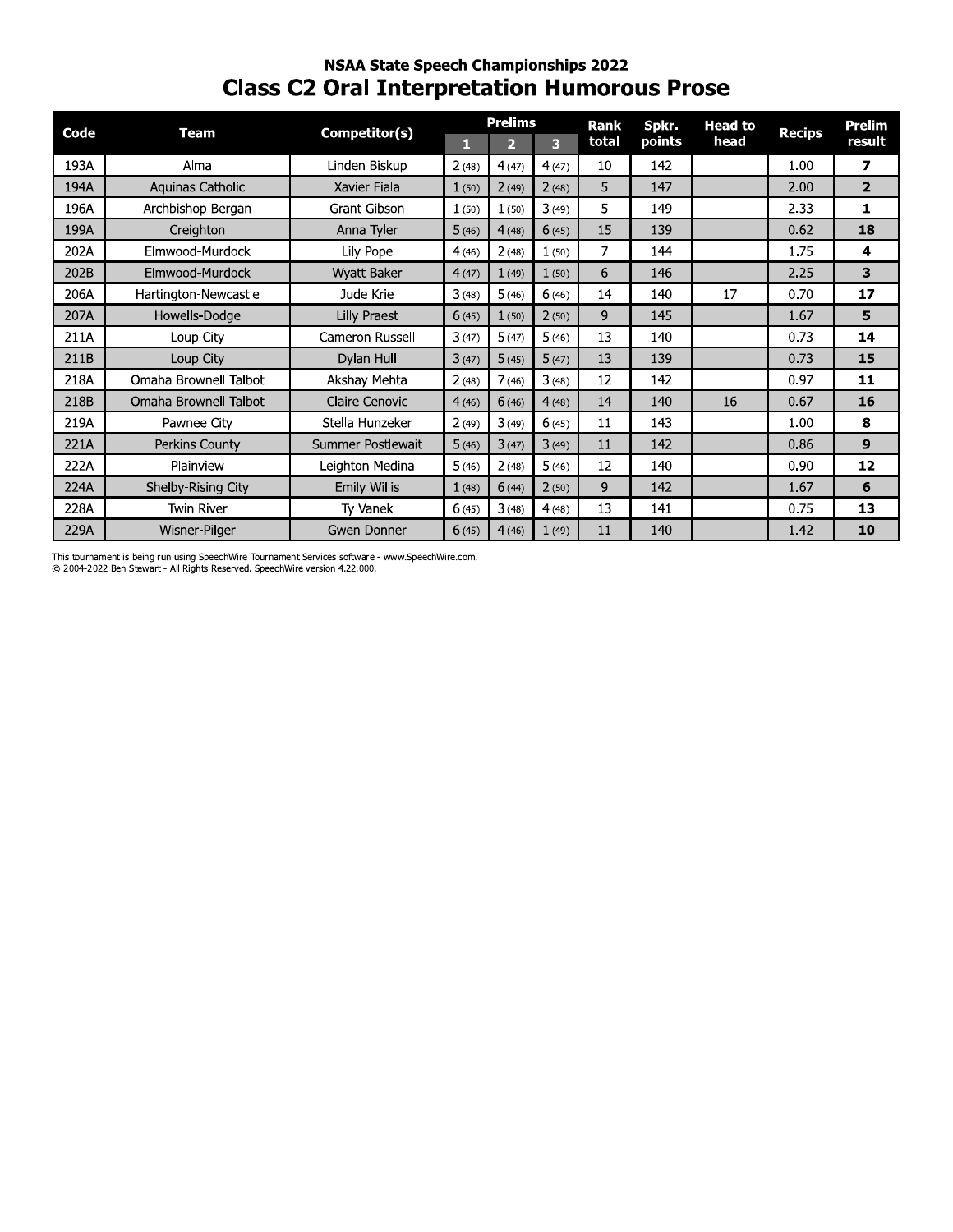## NSAA State Speech Championships 2022

# Class C2 Oral Interpretation Humorous Prose

| Code | Team | Competitor(s) | Prelims 1 | Prelims 2 | Prelims 3 | Rank total | Spkr. points | Head to head | Recips | Prelim result |
|---|---|---|---|---|---|---|---|---|---|---|
| 193A | Alma | Linden Biskup | 2 (48) | 4 (47) | 4 (47) | 10 | 142 | | 1.00 | **7** |
| 194A | Aquinas Catholic | Xavier Fiala | 1 (50) | 2 (49) | 2 (48) | 5 | 147 | | 2.00 | **2** |
| 196A | Archbishop Bergan | Grant Gibson | 1 (50) | 1 (50) | 3 (49) | 5 | 149 | | 2.33 | **1** |
| 199A | Creighton | Anna Tyler | 5 (46) | 4 (48) | 6 (45) | 15 | 139 | | 0.62 | **18** |
| 202A | Elmwood-Murdock | Lily Pope | 4 (46) | 2 (48) | 1 (50) | 7 | 144 | | 1.75 | **4** |
| 202B | Elmwood-Murdock | Wyatt Baker | 4 (47) | 1 (49) | 1 (50) | 6 | 146 | | 2.25 | **3** |
| 206A | Hartington-Newcastle | Jude Krie | 3 (48) | 5 (46) | 6 (46) | 14 | 140 | 17 | 0.70 | **17** |
| 207A | Howells-Dodge | Lilly Praest | 6 (45) | 1 (50) | 2 (50) | 9 | 145 | | 1.67 | **5** |
| 211A | Loup City | Cameron Russell | 3 (47) | 5 (47) | 5 (46) | 13 | 140 | | 0.73 | **14** |
| 211B | Loup City | Dylan Hull | 3 (47) | 5 (45) | 5 (47) | 13 | 139 | | 0.73 | **15** |
| 218A | Omaha Brownell Talbot | Akshay Mehta | 2 (48) | 7 (46) | 3 (48) | 12 | 142 | | 0.97 | **11** |
| 218B | Omaha Brownell Talbot | Claire Cenovic | 4 (46) | 6 (46) | 4 (48) | 14 | 140 | 16 | 0.67 | **16** |
| 219A | Pawnee City | Stella Hunzeker | 2 (49) | 3 (49) | 6 (45) | 11 | 143 | | 1.00 | **8** |
| 221A | Perkins County | Summer Postlewait | 5 (46) | 3 (47) | 3 (49) | 11 | 142 | | 0.86 | **9** |
| 222A | Plainview | Leighton Medina | 5 (46) | 2 (48) | 5 (46) | 12 | 140 | | 0.90 | **12** |
| 224A | Shelby-Rising City | Emily Willis | 1 (48) | 6 (44) | 2 (50) | 9 | 142 | | 1.67 | **6** |
| 228A | Twin River | Ty Vanek | 6 (45) | 3 (48) | 4 (48) | 13 | 141 | | 0.75 | **13** |
| 229A | Wisner-Pilger | Gwen Donner | 6 (45) | 4 (46) | 1 (49) | 11 | 140 | | 1.42 | **10** |

This tournament is being run using SpeechWire Tournament Services software - www.SpeechWire.com.
© 2004-2022 Ben Stewart - All Rights Reserved. SpeechWire version 4.22.000.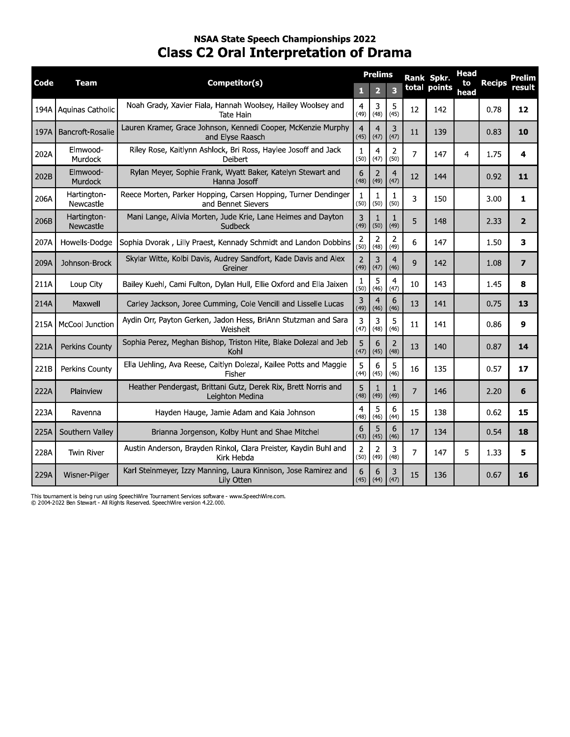## NSAA State Speech Championships 2022

# Class C2 Oral Interpretation of Drama

| Code | Team | Competitor(s) | Prelims 1 | Prelims 2 | Prelims 3 | Rank total | Spkr. points | Head to head | Recips | Prelim result |
|---|---|---|---|---|---|---|---|---|---|---|
| 194A | Aquinas Catholic | Noah Grady, Xavier Fiala, Hannah Woolsey, Hailey Woolsey and Tate Hain | 4 (49) | 3 (48) | 5 (45) | 12 | 142 | | 0.78 | **12** |
| 197A | Bancroft-Rosalie | Lauren Kramer, Grace Johnson, Kennedi Cooper, McKenzie Murphy and Elyse Raasch | 4 (45) | 4 (47) | 3 (47) | 11 | 139 | | 0.83 | **10** |
| 202A | Elmwood-Murdock | Riley Rose, Kaitlynn Ashlock, Bri Ross, Haylee Josoff and Jack Deibert | 1 (50) | 4 (47) | 2 (50) | 7 | 147 | 4 | 1.75 | **4** |
| 202B | Elmwood-Murdock | Rylan Meyer, Sophie Frank, Wyatt Baker, Katelyn Stewart and Hanna Josoff | 6 (48) | 2 (49) | 4 (47) | 12 | 144 | | 0.92 | **11** |
| 206A | Hartington-Newcastle | Reece Morten, Parker Hopping, Carsen Hopping, Turner Dendinger and Bennet Sievers | 1 (50) | 1 (50) | 1 (50) | 3 | 150 | | 3.00 | **1** |
| 206B | Hartington-Newcastle | Mani Lange, Alivia Morten, Jude Krie, Lane Heimes and Dayton Sudbeck | 3 (49) | 1 (50) | 1 (49) | 5 | 148 | | 2.33 | **2** |
| 207A | Howells-Dodge | Sophia Dvorak , Lilly Praest, Kennady Schmidt and Landon Dobbins | 2 (50) | 2 (48) | 2 (49) | 6 | 147 | | 1.50 | **3** |
| 209A | Johnson-Brock | Skylar Witte, Kolbi Davis, Audrey Sandfort, Kade Davis and Alex Greiner | 2 (49) | 3 (47) | 4 (46) | 9 | 142 | | 1.08 | **7** |
| 211A | Loup City | Bailey Kuehl, Cami Fulton, Dylan Hull, Ellie Oxford and Ella Jaixen | 1 (50) | 5 (46) | 4 (47) | 10 | 143 | | 1.45 | **8** |
| 214A | Maxwell | Carley Jackson, Joree Cumming, Cole Vencill and Lisselle Lucas | 3 (49) | 4 (46) | 6 (46) | 13 | 141 | | 0.75 | **13** |
| 215A | McCool Junction | Aydin Orr, Payton Gerken, Jadon Hess, BriAnn Stutzman and Sara Weisheit | 3 (47) | 3 (48) | 5 (46) | 11 | 141 | | 0.86 | **9** |
| 221A | Perkins County | Sophia Perez, Meghan Bishop, Triston Hite, Blake Dolezal and Jeb Kohl | 5 (47) | 6 (45) | 2 (48) | 13 | 140 | | 0.87 | **14** |
| 221B | Perkins County | Ella Uehling, Ava Reese, Caitlyn Dolezal, Kailee Potts and Maggie Fisher | 5 (44) | 6 (45) | 5 (46) | 16 | 135 | | 0.57 | **17** |
| 222A | Plainview | Heather Pendergast, Brittani Gutz, Derek Rix, Brett Norris and Leighton Medina | 5 (48) | 1 (49) | 1 (49) | 7 | 146 | | 2.20 | **6** |
| 223A | Ravenna | Hayden Hauge, Jamie Adam and Kaia Johnson | 4 (48) | 5 (46) | 6 (44) | 15 | 138 | | 0.62 | **15** |
| 225A | Southern Valley | Brianna Jorgenson, Kolby Hunt and Shae Mitchel | 6 (43) | 5 (45) | 6 (46) | 17 | 134 | | 0.54 | **18** |
| 228A | Twin River | Austin Anderson, Brayden Rinkol, Clara Preister, Kaydin Buhl and Kirk Hebda | 2 (50) | 2 (49) | 3 (48) | 7 | 147 | 5 | 1.33 | **5** |
| 229A | Wisner-Pilger | Karl Steinmeyer, Izzy Manning, Laura Kinnison, Jose Ramirez and Lily Otten | 6 (45) | 6 (44) | 3 (47) | 15 | 136 | | 0.67 | **16** |

This tournament is being run using SpeechWire Tournament Services software - www.SpeechWire.com.
© 2004-2022 Ben Stewart - All Rights Reserved. SpeechWire version 4.22.000.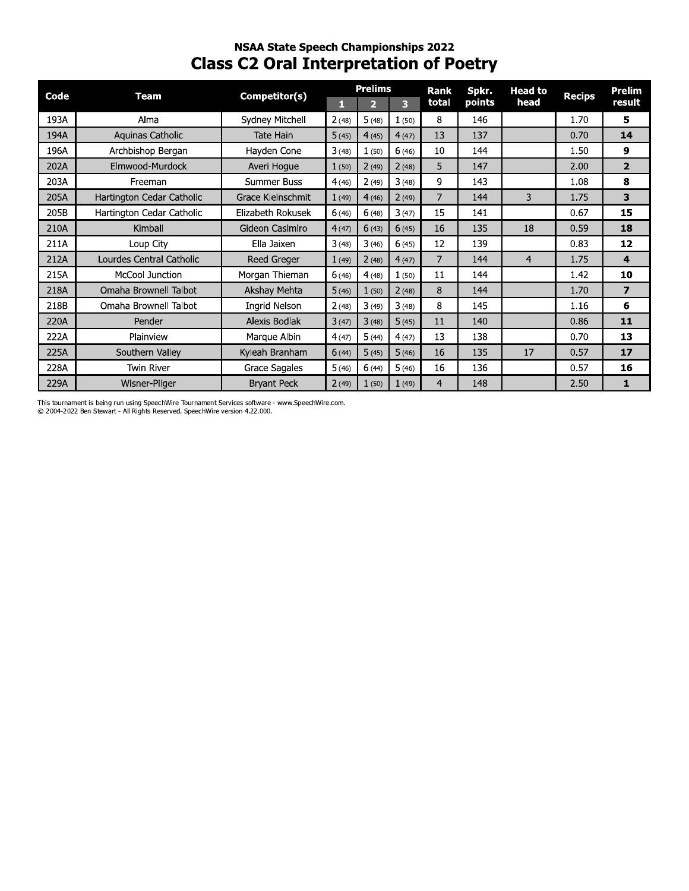## NSAA State Speech Championships 2022

# Class C2 Oral Interpretation of Poetry

| Code | Team | Competitor(s) | Prelims 1 | Prelims 2 | Prelims 3 | Rank total | Spkr. points | Head to head | Recips | Prelim result |
|---|---|---|---|---|---|---|---|---|---|---|
| 193A | Alma | Sydney Mitchell | 2 (48) | 5 (48) | 1 (50) | 8 | 146 | | 1.70 | **5** |
| 194A | Aquinas Catholic | Tate Hain | 5 (45) | 4 (45) | 4 (47) | 13 | 137 | | 0.70 | **14** |
| 196A | Archbishop Bergan | Hayden Cone | 3 (48) | 1 (50) | 6 (46) | 10 | 144 | | 1.50 | **9** |
| 202A | Elmwood-Murdock | Averi Hogue | 1 (50) | 2 (49) | 2 (48) | 5 | 147 | | 2.00 | **2** |
| 203A | Freeman | Summer Buss | 4 (46) | 2 (49) | 3 (48) | 9 | 143 | | 1.08 | **8** |
| 205A | Hartington Cedar Catholic | Grace Kleinschmit | 1 (49) | 4 (46) | 2 (49) | 7 | 144 | 3 | 1.75 | **3** |
| 205B | Hartington Cedar Catholic | Elizabeth Rokusek | 6 (46) | 6 (48) | 3 (47) | 15 | 141 | | 0.67 | **15** |
| 210A | Kimball | Gideon Casimiro | 4 (47) | 6 (43) | 6 (45) | 16 | 135 | 18 | 0.59 | **18** |
| 211A | Loup City | Ella Jaixen | 3 (48) | 3 (46) | 6 (45) | 12 | 139 | | 0.83 | **12** |
| 212A | Lourdes Central Catholic | Reed Greger | 1 (49) | 2 (48) | 4 (47) | 7 | 144 | 4 | 1.75 | **4** |
| 215A | McCool Junction | Morgan Thieman | 6 (46) | 4 (48) | 1 (50) | 11 | 144 | | 1.42 | **10** |
| 218A | Omaha Brownell Talbot | Akshay Mehta | 5 (46) | 1 (50) | 2 (48) | 8 | 144 | | 1.70 | **7** |
| 218B | Omaha Brownell Talbot | Ingrid Nelson | 2 (48) | 3 (49) | 3 (48) | 8 | 145 | | 1.16 | **6** |
| 220A | Pender | Alexis Bodlak | 3 (47) | 3 (48) | 5 (45) | 11 | 140 | | 0.86 | **11** |
| 222A | Plainview | Marque Albin | 4 (47) | 5 (44) | 4 (47) | 13 | 138 | | 0.70 | **13** |
| 225A | Southern Valley | Kyleah Branham | 6 (44) | 5 (45) | 5 (46) | 16 | 135 | 17 | 0.57 | **17** |
| 228A | Twin River | Grace Sagales | 5 (46) | 6 (44) | 5 (46) | 16 | 136 | | 0.57 | **16** |
| 229A | Wisner-Pilger | Bryant Peck | 2 (49) | 1 (50) | 1 (49) | 4 | 148 | | 2.50 | **1** |

This tournament is being run using SpeechWire Tournament Services software - www.SpeechWire.com.
© 2004-2022 Ben Stewart - All Rights Reserved. SpeechWire version 4.22.000.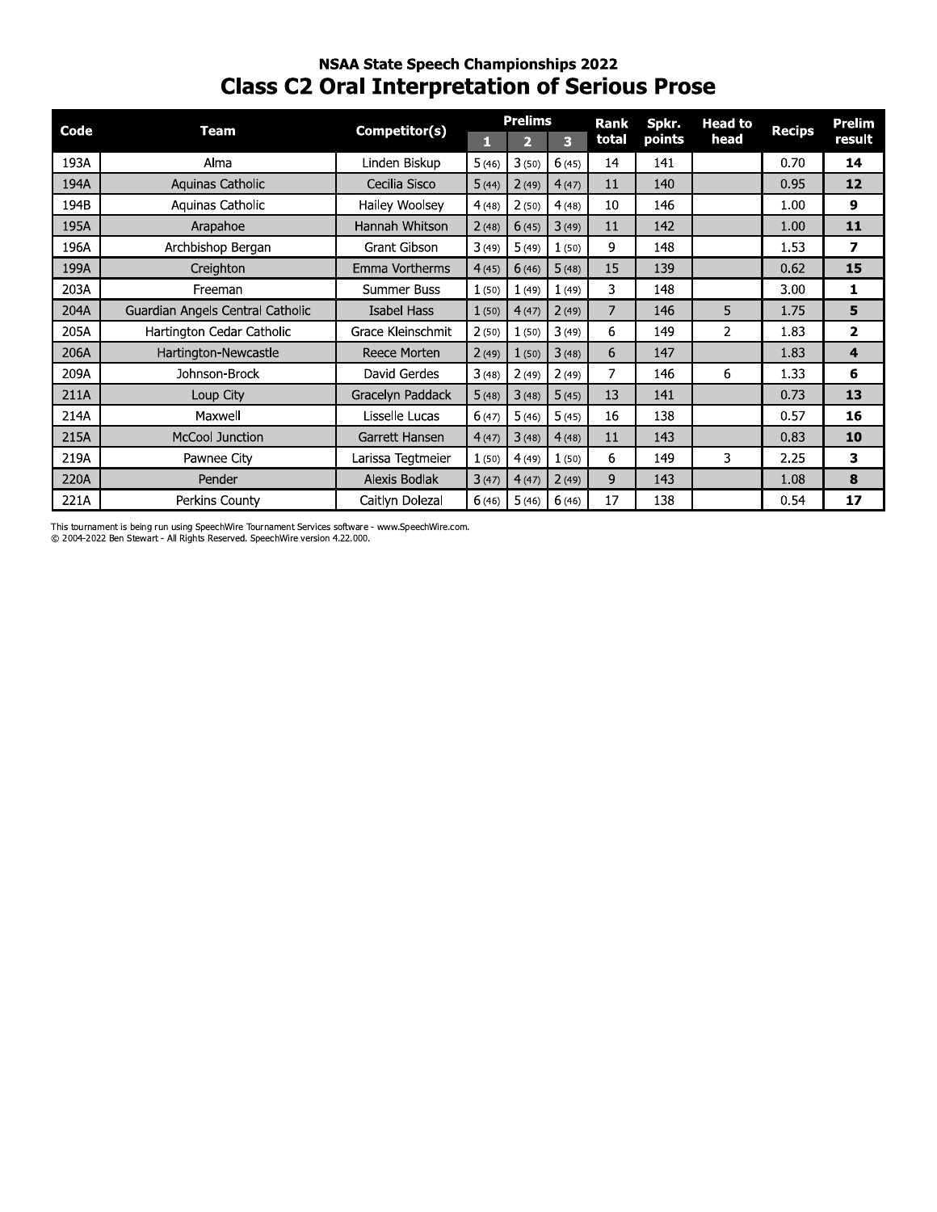## NSAA State Speech Championships 2022

# Class C2 Oral Interpretation of Serious Prose

| Code | Team | Competitor(s) | Prelims 1 | Prelims 2 | Prelims 3 | Rank total | Spkr. points | Head to head | Recips | Prelim result |
|---|---|---|---|---|---|---|---|---|---|---|
| 193A | Alma | Linden Biskup | 5 (46) | 3 (50) | 6 (45) | 14 | 141 | | 0.70 | **14** |
| 194A | Aquinas Catholic | Cecilia Sisco | 5 (44) | 2 (49) | 4 (47) | 11 | 140 | | 0.95 | **12** |
| 194B | Aquinas Catholic | Hailey Woolsey | 4 (48) | 2 (50) | 4 (48) | 10 | 146 | | 1.00 | **9** |
| 195A | Arapahoe | Hannah Whitson | 2 (48) | 6 (45) | 3 (49) | 11 | 142 | | 1.00 | **11** |
| 196A | Archbishop Bergan | Grant Gibson | 3 (49) | 5 (49) | 1 (50) | 9 | 148 | | 1.53 | **7** |
| 199A | Creighton | Emma Vortherms | 4 (45) | 6 (46) | 5 (48) | 15 | 139 | | 0.62 | **15** |
| 203A | Freeman | Summer Buss | 1 (50) | 1 (49) | 1 (49) | 3 | 148 | | 3.00 | **1** |
| 204A | Guardian Angels Central Catholic | Isabel Hass | 1 (50) | 4 (47) | 2 (49) | 7 | 146 | 5 | 1.75 | **5** |
| 205A | Hartington Cedar Catholic | Grace Kleinschmit | 2 (50) | 1 (50) | 3 (49) | 6 | 149 | 2 | 1.83 | **2** |
| 206A | Hartington-Newcastle | Reece Morten | 2 (49) | 1 (50) | 3 (48) | 6 | 147 | | 1.83 | **4** |
| 209A | Johnson-Brock | David Gerdes | 3 (48) | 2 (49) | 2 (49) | 7 | 146 | 6 | 1.33 | **6** |
| 211A | Loup City | Gracelyn Paddack | 5 (48) | 3 (48) | 5 (45) | 13 | 141 | | 0.73 | **13** |
| 214A | Maxwell | Lisselle Lucas | 6 (47) | 5 (46) | 5 (45) | 16 | 138 | | 0.57 | **16** |
| 215A | McCool Junction | Garrett Hansen | 4 (47) | 3 (48) | 4 (48) | 11 | 143 | | 0.83 | **10** |
| 219A | Pawnee City | Larissa Tegtmeier | 1 (50) | 4 (49) | 1 (50) | 6 | 149 | 3 | 2.25 | **3** |
| 220A | Pender | Alexis Bodlak | 3 (47) | 4 (47) | 2 (49) | 9 | 143 | | 1.08 | **8** |
| 221A | Perkins County | Caitlyn Dolezal | 6 (46) | 5 (46) | 6 (46) | 17 | 138 | | 0.54 | **17** |

This tournament is being run using SpeechWire Tournament Services software - www.SpeechWire.com.
© 2004-2022 Ben Stewart - All Rights Reserved. SpeechWire version 4.22.000.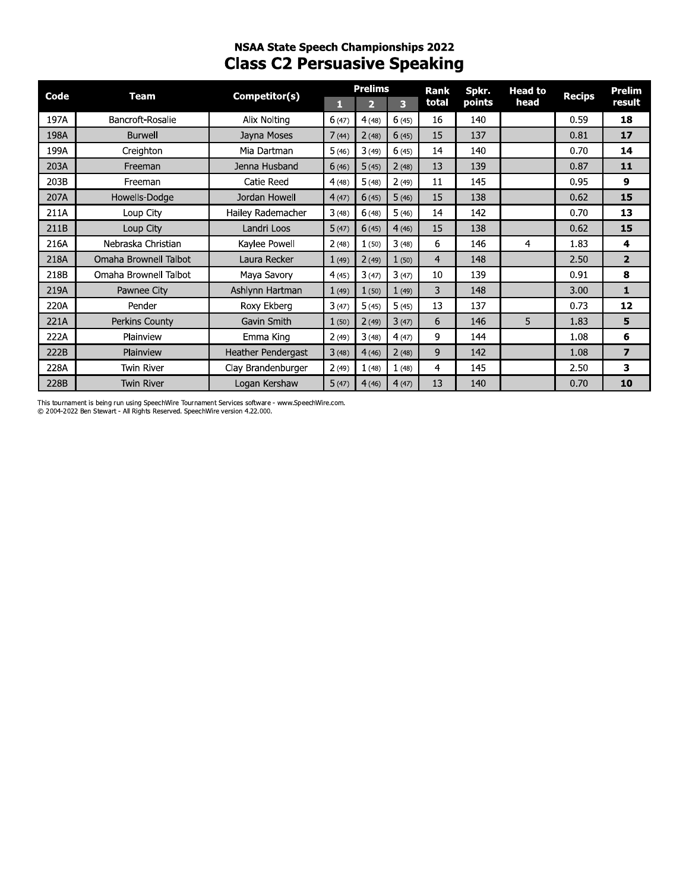## NSAA State Speech Championships 2022

# Class C2 Persuasive Speaking

| Code | Team | Competitor(s) | Prelims | | | Rank total | Spkr. points | Head to head | Recips | Prelim result |
|---|---|---|---|---|---|---|---|---|---|---|
| | | | 1 | 2 | 3 | | | | | |
| 197A | Bancroft-Rosalie | Alix Nolting | 6 (47) | 4 (48) | 6 (45) | 16 | 140 | | 0.59 | **18** |
| 198A | Burwell | Jayna Moses | 7 (44) | 2 (48) | 6 (45) | 15 | 137 | | 0.81 | **17** |
| 199A | Creighton | Mia Dartman | 5 (46) | 3 (49) | 6 (45) | 14 | 140 | | 0.70 | **14** |
| 203A | Freeman | Jenna Husband | 6 (46) | 5 (45) | 2 (48) | 13 | 139 | | 0.87 | **11** |
| 203B | Freeman | Catie Reed | 4 (48) | 5 (48) | 2 (49) | 11 | 145 | | 0.95 | **9** |
| 207A | Howells-Dodge | Jordan Howell | 4 (47) | 6 (45) | 5 (46) | 15 | 138 | | 0.62 | **15** |
| 211A | Loup City | Hailey Rademacher | 3 (48) | 6 (48) | 5 (46) | 14 | 142 | | 0.70 | **13** |
| 211B | Loup City | Landri Loos | 5 (47) | 6 (45) | 4 (46) | 15 | 138 | | 0.62 | **15** |
| 216A | Nebraska Christian | Kaylee Powell | 2 (48) | 1 (50) | 3 (48) | 6 | 146 | 4 | 1.83 | **4** |
| 218A | Omaha Brownell Talbot | Laura Recker | 1 (49) | 2 (49) | 1 (50) | 4 | 148 | | 2.50 | **2** |
| 218B | Omaha Brownell Talbot | Maya Savory | 4 (45) | 3 (47) | 3 (47) | 10 | 139 | | 0.91 | **8** |
| 219A | Pawnee City | Ashlynn Hartman | 1 (49) | 1 (50) | 1 (49) | 3 | 148 | | 3.00 | **1** |
| 220A | Pender | Roxy Ekberg | 3 (47) | 5 (45) | 5 (45) | 13 | 137 | | 0.73 | **12** |
| 221A | Perkins County | Gavin Smith | 1 (50) | 2 (49) | 3 (47) | 6 | 146 | 5 | 1.83 | **5** |
| 222A | Plainview | Emma King | 2 (49) | 3 (48) | 4 (47) | 9 | 144 | | 1.08 | **6** |
| 222B | Plainview | Heather Pendergast | 3 (48) | 4 (46) | 2 (48) | 9 | 142 | | 1.08 | **7** |
| 228A | Twin River | Clay Brandenburger | 2 (49) | 1 (48) | 1 (48) | 4 | 145 | | 2.50 | **3** |
| 228B | Twin River | Logan Kershaw | 5 (47) | 4 (46) | 4 (47) | 13 | 140 | | 0.70 | **10** |

This tournament is being run using SpeechWire Tournament Services software - www.SpeechWire.com.
© 2004-2022 Ben Stewart - All Rights Reserved. SpeechWire version 4.22.000.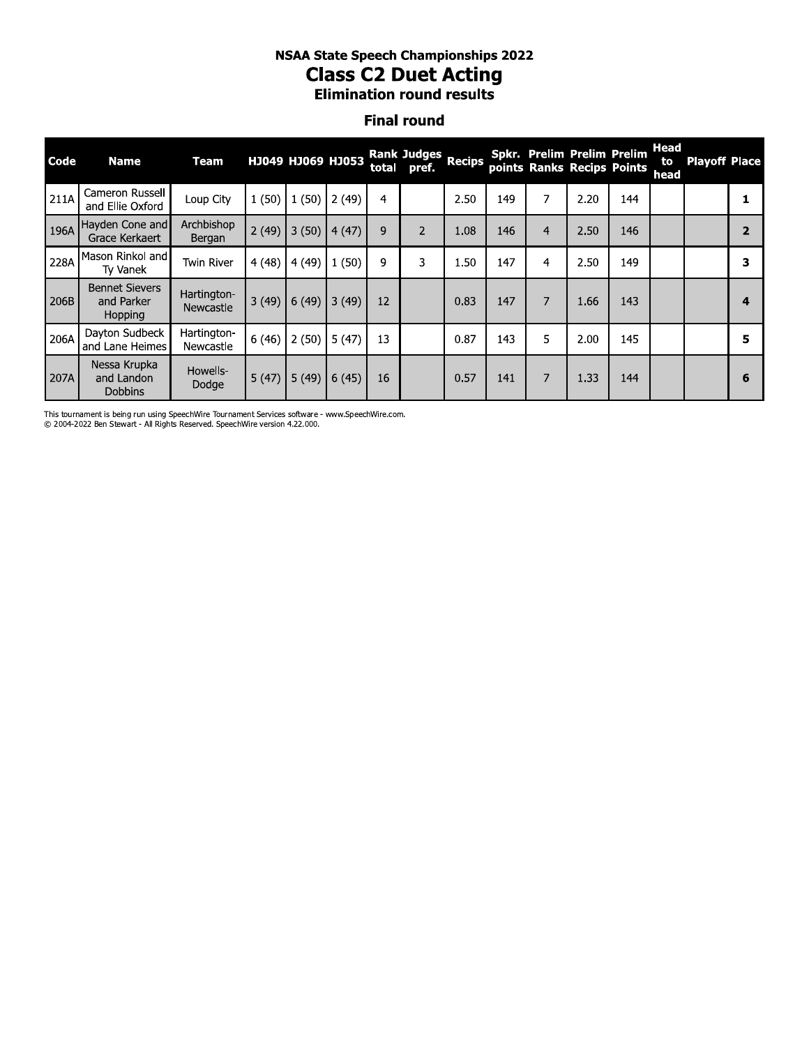# NSAA State Speech Championships 2022

## Class C2 Duet Acting

### Elimination round results

### Final round

| Code | Name | Team | HJ049 | HJ069 | HJ053 | Rank total | Judges pref. | Recips | Spkr. points | Prelim Ranks | Prelim Recips | Prelim Points | Head to head | Playoff | Place |
|---|---|---|---|---|---|---|---|---|---|---|---|---|---|---|---|
| 211A | Cameron Russell and Ellie Oxford | Loup City | 1 (50) | 1 (50) | 2 (49) | 4 | | 2.50 | 149 | 7 | 2.20 | 144 | | | 1 |
| 196A | Hayden Cone and Grace Kerkaert | Archbishop Bergan | 2 (49) | 3 (50) | 4 (47) | 9 | 2 | 1.08 | 146 | 4 | 2.50 | 146 | | | 2 |
| 228A | Mason Rinkol and Ty Vanek | Twin River | 4 (48) | 4 (49) | 1 (50) | 9 | 3 | 1.50 | 147 | 4 | 2.50 | 149 | | | 3 |
| 206B | Bennet Sievers and Parker Hopping | Hartington-Newcastle | 3 (49) | 6 (49) | 3 (49) | 12 | | 0.83 | 147 | 7 | 1.66 | 143 | | | 4 |
| 206A | Dayton Sudbeck and Lane Heimes | Hartington-Newcastle | 6 (46) | 2 (50) | 5 (47) | 13 | | 0.87 | 143 | 5 | 2.00 | 145 | | | 5 |
| 207A | Nessa Krupka and Landon Dobbins | Howells-Dodge | 5 (47) | 5 (49) | 6 (45) | 16 | | 0.57 | 141 | 7 | 1.33 | 144 | | | 6 |

This tournament is being run using SpeechWire Tournament Services software - www.SpeechWire.com.
© 2004-2022 Ben Stewart - All Rights Reserved. SpeechWire version 4.22.000.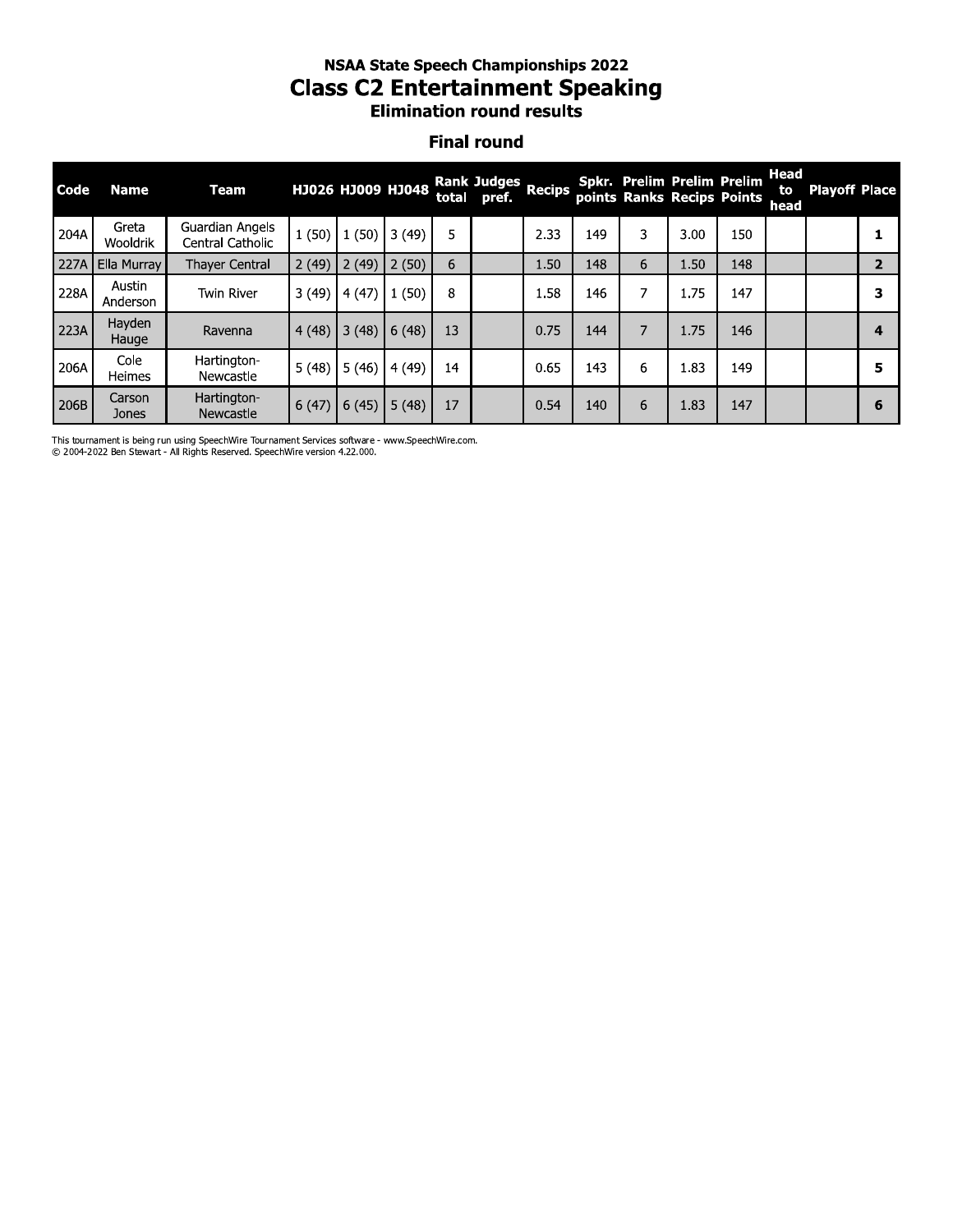# NSAA State Speech Championships 2022

## Class C2 Entertainment Speaking

### Elimination round results

#### Final round

| Code | Name | Team | HJ026 | HJ009 | HJ048 | Rank total | Judges pref. | Recips | Spkr. points | Prelim Ranks | Prelim Recips | Prelim Points | Head to head | Playoff | Place |
|---|---|---|---|---|---|---|---|---|---|---|---|---|---|---|---|
| 204A | Greta Wooldrik | Guardian Angels Central Catholic | 1 (50) | 1 (50) | 3 (49) | 5 | | 2.33 | 149 | 3 | 3.00 | 150 | | | 1 |
| 227A | Ella Murray | Thayer Central | 2 (49) | 2 (49) | 2 (50) | 6 | | 1.50 | 148 | 6 | 1.50 | 148 | | | 2 |
| 228A | Austin Anderson | Twin River | 3 (49) | 4 (47) | 1 (50) | 8 | | 1.58 | 146 | 7 | 1.75 | 147 | | | 3 |
| 223A | Hayden Hauge | Ravenna | 4 (48) | 3 (48) | 6 (48) | 13 | | 0.75 | 144 | 7 | 1.75 | 146 | | | 4 |
| 206A | Cole Heimes | Hartington-Newcastle | 5 (48) | 5 (46) | 4 (49) | 14 | | 0.65 | 143 | 6 | 1.83 | 149 | | | 5 |
| 206B | Carson Jones | Hartington-Newcastle | 6 (47) | 6 (45) | 5 (48) | 17 | | 0.54 | 140 | 6 | 1.83 | 147 | | | 6 |

This tournament is being run using SpeechWire Tournament Services software - www.SpeechWire.com.
© 2004-2022 Ben Stewart - All Rights Reserved. SpeechWire version 4.22.000.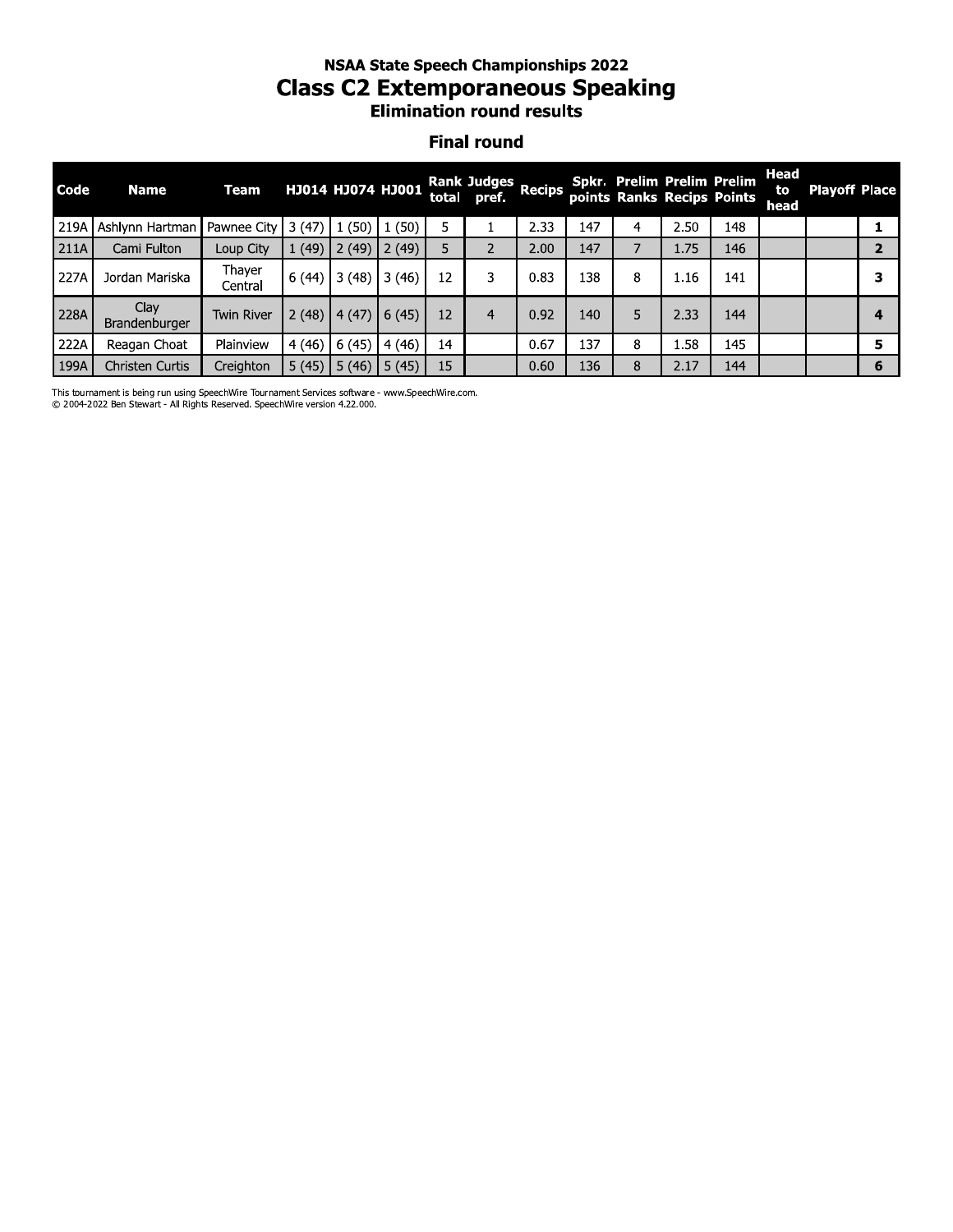# NSAA State Speech Championships 2022

## Class C2 Extemporaneous Speaking

### Elimination round results

#### Final round

| Code | Name | Team | HJ014 | HJ074 | HJ001 | Rank total | Judges pref. | Recips | Spkr. points | Prelim Ranks | Prelim Recips | Prelim Points | Head to head | Playoff | Place |
|---|---|---|---|---|---|---|---|---|---|---|---|---|---|---|---|
| 219A | Ashlynn Hartman | Pawnee City | 3 (47) | 1 (50) | 1 (50) | 5 | 1 | 2.33 | 147 | 4 | 2.50 | 148 | | | **1** |
| 211A | Cami Fulton | Loup City | 1 (49) | 2 (49) | 2 (49) | 5 | 2 | 2.00 | 147 | 7 | 1.75 | 146 | | | **2** |
| 227A | Jordan Mariska | Thayer Central | 6 (44) | 3 (48) | 3 (46) | 12 | 3 | 0.83 | 138 | 8 | 1.16 | 141 | | | **3** |
| 228A | Clay Brandenburger | Twin River | 2 (48) | 4 (47) | 6 (45) | 12 | 4 | 0.92 | 140 | 5 | 2.33 | 144 | | | **4** |
| 222A | Reagan Choat | Plainview | 4 (46) | 6 (45) | 4 (46) | 14 | | 0.67 | 137 | 8 | 1.58 | 145 | | | **5** |
| 199A | Christen Curtis | Creighton | 5 (45) | 5 (46) | 5 (45) | 15 | | 0.60 | 136 | 8 | 2.17 | 144 | | | **6** |

This tournament is being run using SpeechWire Tournament Services software - www.SpeechWire.com.
© 2004-2022 Ben Stewart - All Rights Reserved. SpeechWire version 4.22.000.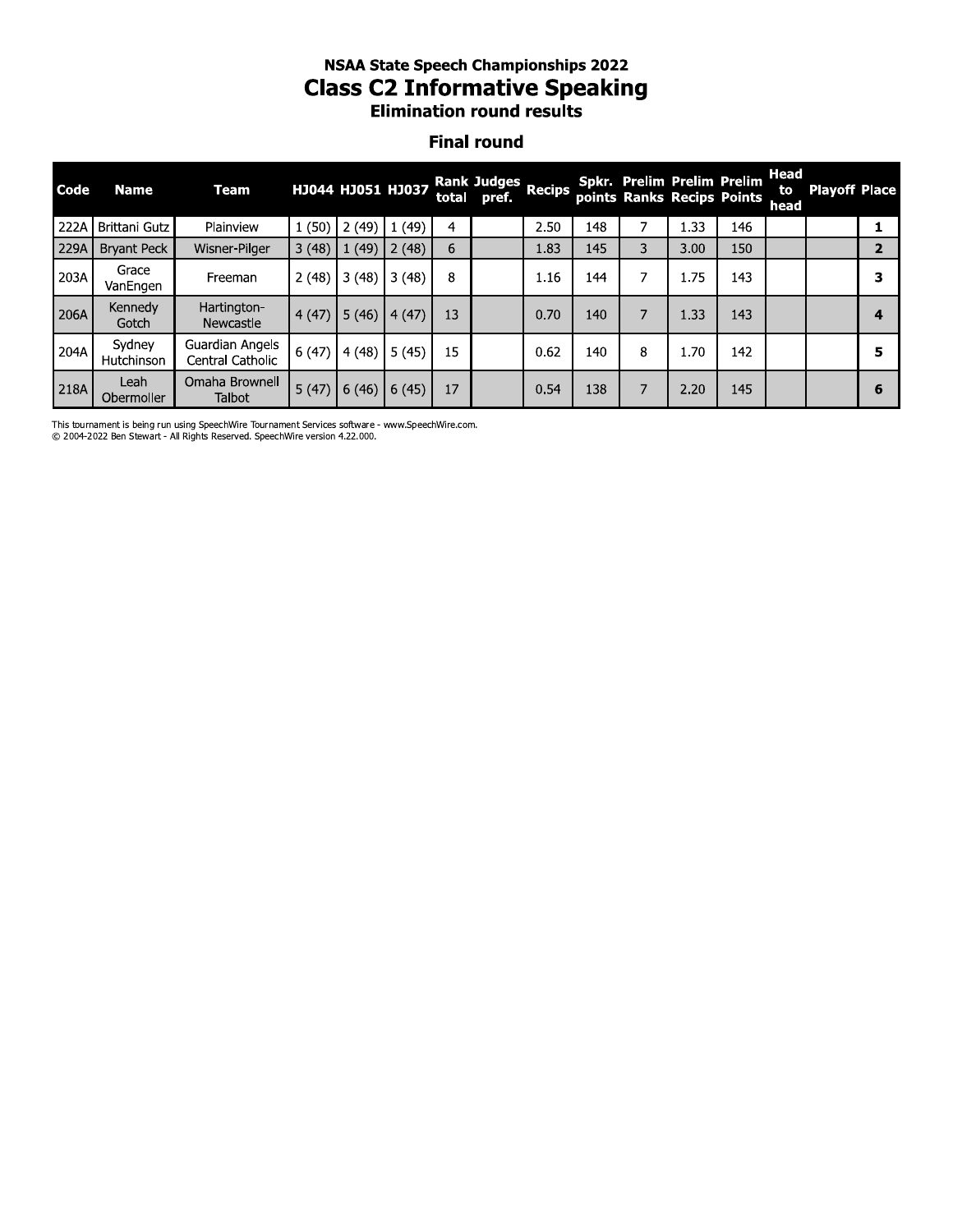# NSAA State Speech Championships 2022

## Class C2 Informative Speaking

### Elimination round results

### Final round

| Code | Name | Team | HJ044 | HJ051 | HJ037 | Rank total | Judges pref. | Recips | Spkr. points | Prelim Ranks | Prelim Recips | Prelim Points | Head to head | Playoff | Place |
|---|---|---|---|---|---|---|---|---|---|---|---|---|---|---|---|
| 222A | Brittani Gutz | Plainview | 1 (50) | 2 (49) | 1 (49) | 4 | | 2.50 | 148 | 7 | 1.33 | 146 | | | **1** |
| 229A | Bryant Peck | Wisner-Pilger | 3 (48) | 1 (49) | 2 (48) | 6 | | 1.83 | 145 | 3 | 3.00 | 150 | | | **2** |
| 203A | Grace VanEngen | Freeman | 2 (48) | 3 (48) | 3 (48) | 8 | | 1.16 | 144 | 7 | 1.75 | 143 | | | **3** |
| 206A | Kennedy Gotch | Hartington-Newcastle | 4 (47) | 5 (46) | 4 (47) | 13 | | 0.70 | 140 | 7 | 1.33 | 143 | | | **4** |
| 204A | Sydney Hutchinson | Guardian Angels Central Catholic | 6 (47) | 4 (48) | 5 (45) | 15 | | 0.62 | 140 | 8 | 1.70 | 142 | | | **5** |
| 218A | Leah Obermoller | Omaha Brownell Talbot | 5 (47) | 6 (46) | 6 (45) | 17 | | 0.54 | 138 | 7 | 2.20 | 145 | | | **6** |

This tournament is being run using SpeechWire Tournament Services software - www.SpeechWire.com.
© 2004-2022 Ben Stewart - All Rights Reserved. SpeechWire version 4.22.000.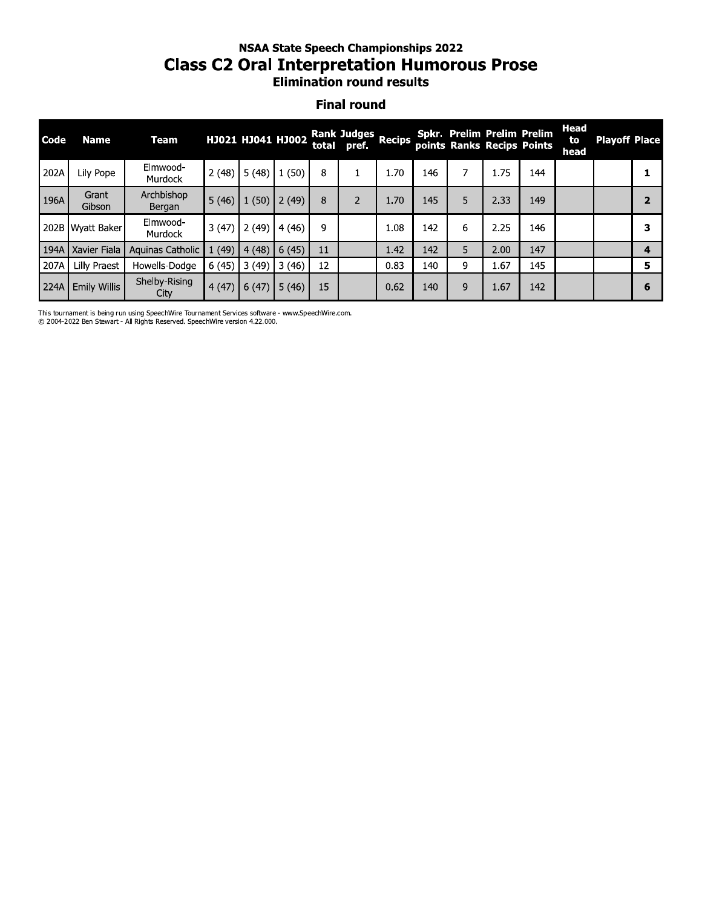## NSAA State Speech Championships 2022

# Class C2 Oral Interpretation Humorous Prose

### Elimination round results

### Final round

| Code | Name | Team | HJ021 | HJ041 | HJ002 | Rank total | Judges pref. | Recips | Spkr. points | Prelim Ranks | Prelim Recips | Prelim Points | Head to head | Playoff | Place |
|---|---|---|---|---|---|---|---|---|---|---|---|---|---|---|---|
| 202A | Lily Pope | Elmwood-Murdock | 2 (48) | 5 (48) | 1 (50) | 8 | 1 | 1.70 | 146 | 7 | 1.75 | 144 | | | 1 |
| 196A | Grant Gibson | Archbishop Bergan | 5 (46) | 1 (50) | 2 (49) | 8 | 2 | 1.70 | 145 | 5 | 2.33 | 149 | | | 2 |
| 202B | Wyatt Baker | Elmwood-Murdock | 3 (47) | 2 (49) | 4 (46) | 9 | | 1.08 | 142 | 6 | 2.25 | 146 | | | 3 |
| 194A | Xavier Fiala | Aquinas Catholic | 1 (49) | 4 (48) | 6 (45) | 11 | | 1.42 | 142 | 5 | 2.00 | 147 | | | 4 |
| 207A | Lilly Praest | Howells-Dodge | 6 (45) | 3 (49) | 3 (46) | 12 | | 0.83 | 140 | 9 | 1.67 | 145 | | | 5 |
| 224A | Emily Willis | Shelby-Rising City | 4 (47) | 6 (47) | 5 (46) | 15 | | 0.62 | 140 | 9 | 1.67 | 142 | | | 6 |

This tournament is being run using SpeechWire Tournament Services software - www.SpeechWire.com.
© 2004-2022 Ben Stewart - All Rights Reserved. SpeechWire version 4.22.000.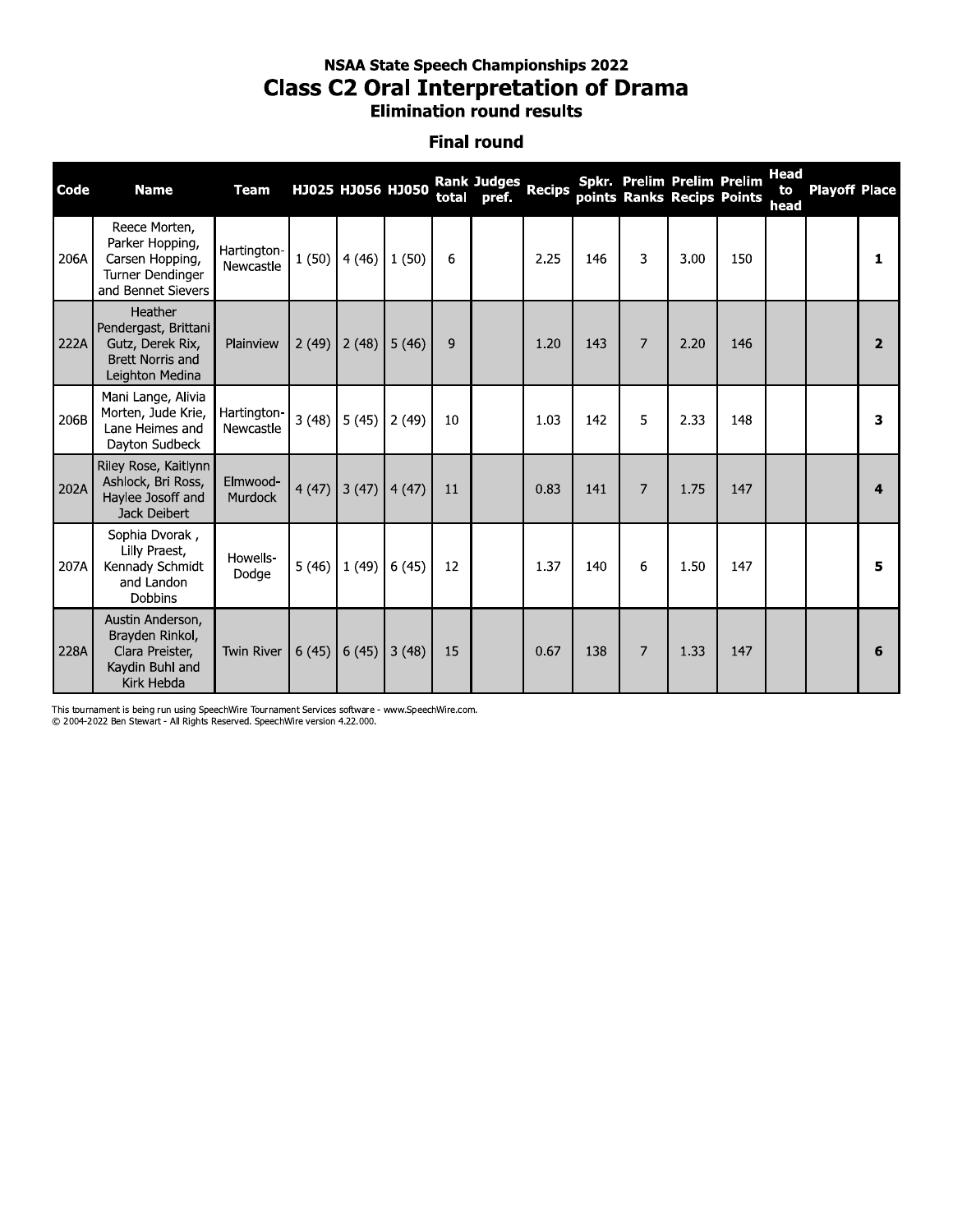# NSAA State Speech Championships 2022

## Class C2 Oral Interpretation of Drama

### Elimination round results

### Final round

| Code | Name | Team | HJ025 | HJ056 | HJ050 | Rank total | Judges pref. | Recips | Spkr. points | Prelim Ranks | Prelim Recips | Prelim Points | Head to head | Playoff | Place |
|---|---|---|---|---|---|---|---|---|---|---|---|---|---|---|---|
| 206A | Reece Morten, Parker Hopping, Carsen Hopping, Turner Dendinger and Bennet Sievers | Hartington-Newcastle | 1 (50) | 4 (46) | 1 (50) | 6 | | 2.25 | 146 | 3 | 3.00 | 150 | | | **1** |
| 222A | Heather Pendergast, Brittani Gutz, Derek Rix, Brett Norris and Leighton Medina | Plainview | 2 (49) | 2 (48) | 5 (46) | 9 | | 1.20 | 143 | 7 | 2.20 | 146 | | | **2** |
| 206B | Mani Lange, Alivia Morten, Jude Krie, Lane Heimes and Dayton Sudbeck | Hartington-Newcastle | 3 (48) | 5 (45) | 2 (49) | 10 | | 1.03 | 142 | 5 | 2.33 | 148 | | | **3** |
| 202A | Riley Rose, Kaitlynn Ashlock, Bri Ross, Haylee Josoff and Jack Deibert | Elmwood-Murdock | 4 (47) | 3 (47) | 4 (47) | 11 | | 0.83 | 141 | 7 | 1.75 | 147 | | | **4** |
| 207A | Sophia Dvorak , Lilly Praest, Kennady Schmidt and Landon Dobbins | Howells-Dodge | 5 (46) | 1 (49) | 6 (45) | 12 | | 1.37 | 140 | 6 | 1.50 | 147 | | | **5** |
| 228A | Austin Anderson, Brayden Rinkol, Clara Preister, Kaydin Buhl and Kirk Hebda | Twin River | 6 (45) | 6 (45) | 3 (48) | 15 | | 0.67 | 138 | 7 | 1.33 | 147 | | | **6** |

This tournament is being run using SpeechWire Tournament Services software - www.SpeechWire.com.
© 2004-2022 Ben Stewart - All Rights Reserved. SpeechWire version 4.22.000.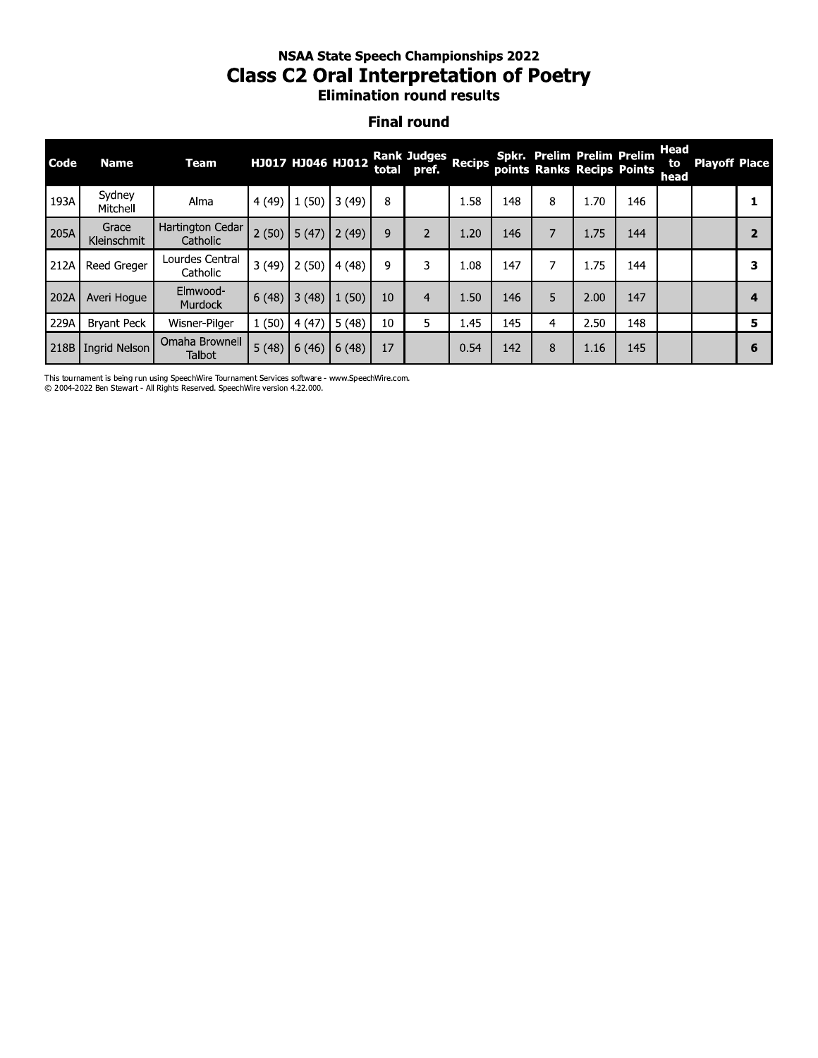NSAA State Speech Championships 2022

# Class C2 Oral Interpretation of Poetry

### Elimination round results

### Final round

| Code | Name | Team | HJ017 | HJ046 | HJ012 | Rank total | Judges pref. | Recips | Spkr. points | Prelim Ranks | Prelim Recips | Prelim Points | Head to head | Playoff | Place |
|---|---|---|---|---|---|---|---|---|---|---|---|---|---|---|---|
| 193A | Sydney Mitchell | Alma | 4 (49) | 1 (50) | 3 (49) | 8 | | 1.58 | 148 | 8 | 1.70 | 146 | | | 1 |
| 205A | Grace Kleinschmit | Hartington Cedar Catholic | 2 (50) | 5 (47) | 2 (49) | 9 | 2 | 1.20 | 146 | 7 | 1.75 | 144 | | | 2 |
| 212A | Reed Greger | Lourdes Central Catholic | 3 (49) | 2 (50) | 4 (48) | 9 | 3 | 1.08 | 147 | 7 | 1.75 | 144 | | | 3 |
| 202A | Averi Hogue | Elmwood-Murdock | 6 (48) | 3 (48) | 1 (50) | 10 | 4 | 1.50 | 146 | 5 | 2.00 | 147 | | | 4 |
| 229A | Bryant Peck | Wisner-Pilger | 1 (50) | 4 (47) | 5 (48) | 10 | 5 | 1.45 | 145 | 4 | 2.50 | 148 | | | 5 |
| 218B | Ingrid Nelson | Omaha Brownell Talbot | 5 (48) | 6 (46) | 6 (48) | 17 | | 0.54 | 142 | 8 | 1.16 | 145 | | | 6 |

This tournament is being run using SpeechWire Tournament Services software - www.SpeechWire.com.
© 2004-2022 Ben Stewart - All Rights Reserved. SpeechWire version 4.22.000.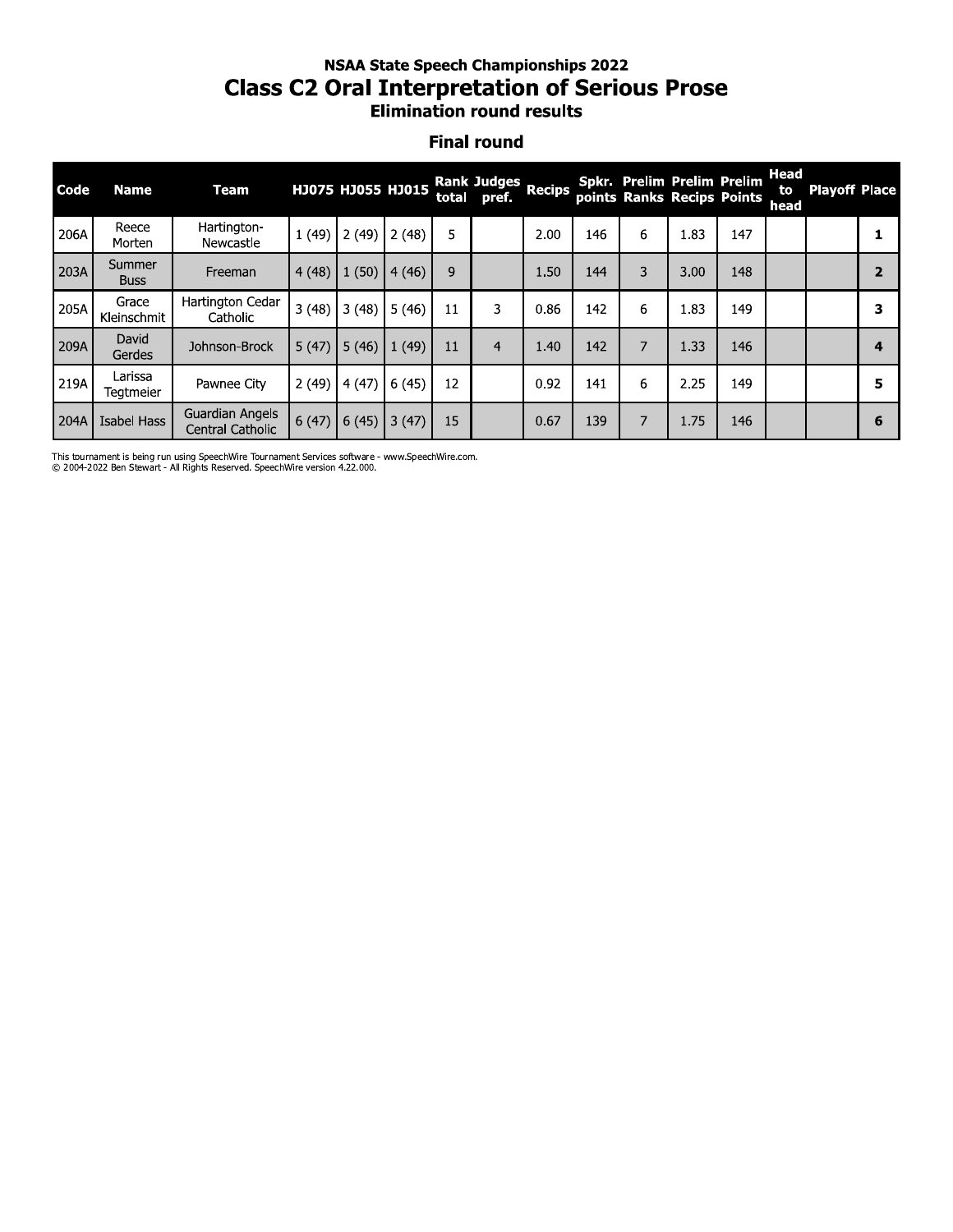### NSAA State Speech Championships 2022

## Class C2 Oral Interpretation of Serious Prose

### Elimination round results

### Final round

| Code | Name | Team | HJ075 | HJ055 | HJ015 | Rank total | Judges pref. | Recips | Spkr. points | Prelim Ranks | Prelim Recips | Prelim Points | Head to head | Playoff | Place |
|---|---|---|---|---|---|---|---|---|---|---|---|---|---|---|---|
| 206A | Reece Morten | Hartington-Newcastle | 1 (49) | 2 (49) | 2 (48) | 5 | | 2.00 | 146 | 6 | 1.83 | 147 | | | **1** |
| 203A | Summer Buss | Freeman | 4 (48) | 1 (50) | 4 (46) | 9 | | 1.50 | 144 | 3 | 3.00 | 148 | | | **2** |
| 205A | Grace Kleinschmit | Hartington Cedar Catholic | 3 (48) | 3 (48) | 5 (46) | 11 | 3 | 0.86 | 142 | 6 | 1.83 | 149 | | | **3** |
| 209A | David Gerdes | Johnson-Brock | 5 (47) | 5 (46) | 1 (49) | 11 | 4 | 1.40 | 142 | 7 | 1.33 | 146 | | | **4** |
| 219A | Larissa Tegtmeier | Pawnee City | 2 (49) | 4 (47) | 6 (45) | 12 | | 0.92 | 141 | 6 | 2.25 | 149 | | | **5** |
| 204A | Isabel Hass | Guardian Angels Central Catholic | 6 (47) | 6 (45) | 3 (47) | 15 | | 0.67 | 139 | 7 | 1.75 | 146 | | | **6** |

This tournament is being run using SpeechWire Tournament Services software - www.SpeechWire.com.
© 2004-2022 Ben Stewart - All Rights Reserved. SpeechWire version 4.22.000.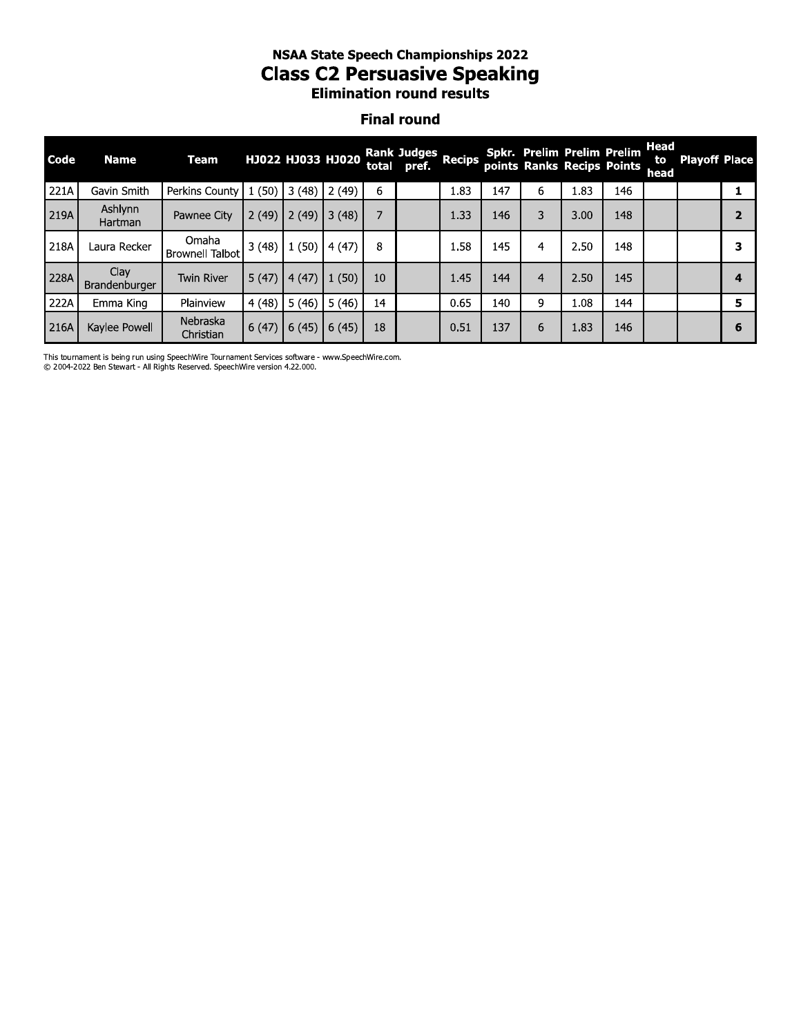# NSAA State Speech Championships 2022

## Class C2 Persuasive Speaking

### Elimination round results

### Final round

| Code | Name | Team | HJ022 | HJ033 | HJ020 | Rank total | Judges pref. | Recips | Spkr. points | Prelim Ranks | Prelim Recips | Prelim Points | Head to head | Playoff | Place |
|---|---|---|---|---|---|---|---|---|---|---|---|---|---|---|---|
| 221A | Gavin Smith | Perkins County | 1 (50) | 3 (48) | 2 (49) | 6 | | 1.83 | 147 | 6 | 1.83 | 146 | | | 1 |
| 219A | Ashlynn Hartman | Pawnee City | 2 (49) | 2 (49) | 3 (48) | 7 | | 1.33 | 146 | 3 | 3.00 | 148 | | | 2 |
| 218A | Laura Recker | Omaha Brownell Talbot | 3 (48) | 1 (50) | 4 (47) | 8 | | 1.58 | 145 | 4 | 2.50 | 148 | | | 3 |
| 228A | Clay Brandenburger | Twin River | 5 (47) | 4 (47) | 1 (50) | 10 | | 1.45 | 144 | 4 | 2.50 | 145 | | | 4 |
| 222A | Emma King | Plainview | 4 (48) | 5 (46) | 5 (46) | 14 | | 0.65 | 140 | 9 | 1.08 | 144 | | | 5 |
| 216A | Kaylee Powell | Nebraska Christian | 6 (47) | 6 (45) | 6 (45) | 18 | | 0.51 | 137 | 6 | 1.83 | 146 | | | 6 |

This tournament is being run using SpeechWire Tournament Services software - www.SpeechWire.com.
© 2004-2022 Ben Stewart - All Rights Reserved. SpeechWire version 4.22.000.